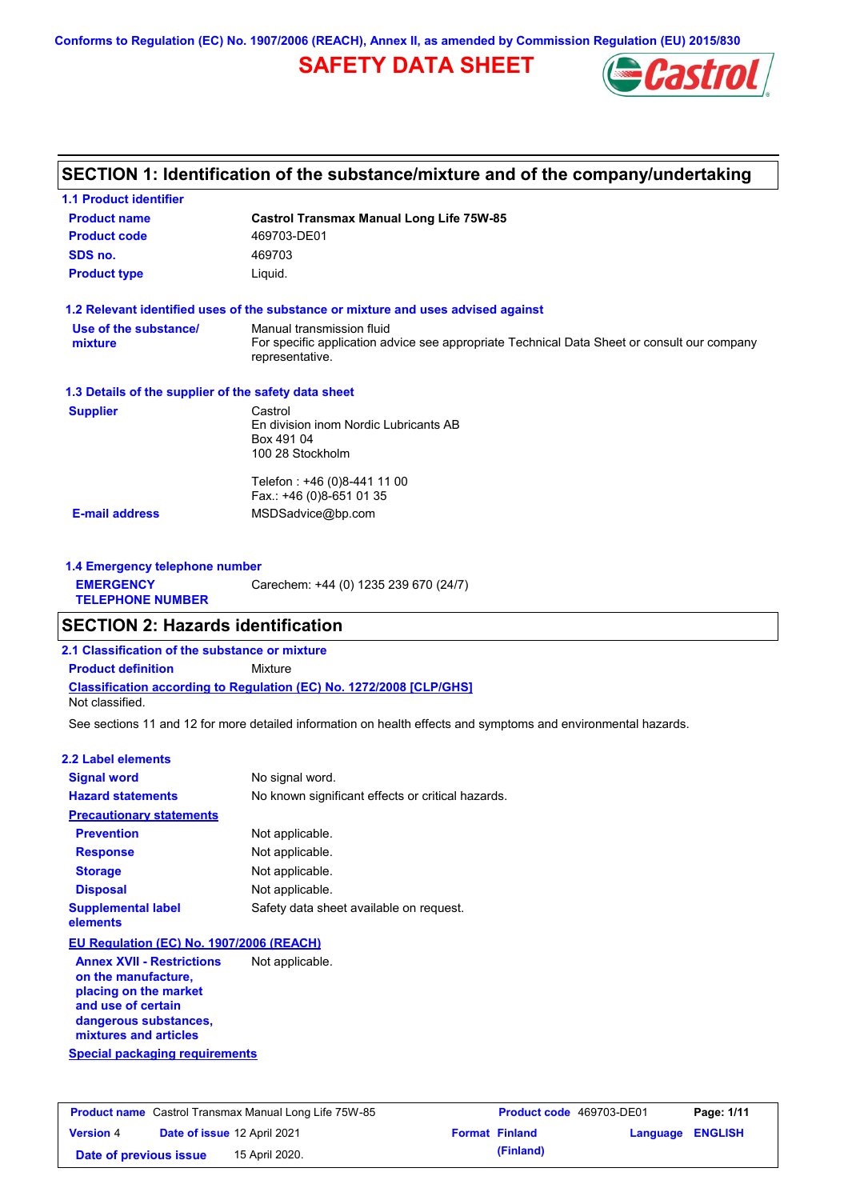Conforms to Regulation (EC) No. 1907/2006 (REACH), Annex II, as amended by Commission Regulation (EU) 2015/830

# SAFETY DATA SHEET

## SECTION 1: Identification of the substance/mixture and of the company/undertaking

### 1.1 Product identifier

| | |
|---|---|
| **Product name** | **Castrol Transmax Manual Long Life 75W-85** |
| **Product code** | 469703-DE01 |
| **SDS no.** | 469703 |
| **Product type** | Liquid. |

### 1.2 Relevant identified uses of the substance or mixture and uses advised against

| | |
|---|---|
| **Use of the substance/ mixture** | Manual transmission fluid<br>For specific application advice see appropriate Technical Data Sheet or consult our company representative. |

### 1.3 Details of the supplier of the safety data sheet

| | |
|---|---|
| **Supplier** | Castrol<br>En division inom Nordic Lubricants AB<br>Box 491 04<br>100 28 Stockholm<br><br>Telefon : +46 (0)8-441 11 00<br>Fax.: +46 (0)8-651 01 35 |
| **E-mail address** | MSDSadvice@bp.com |

### 1.4 Emergency telephone number

| | |
|---|---|
| **EMERGENCY TELEPHONE NUMBER** | Carechem: +44 (0) 1235 239 670 (24/7) |

## SECTION 2: Hazards identification

### 2.1 Classification of the substance or mixture

**Product definition** Mixture

**Classification according to Regulation (EC) No. 1272/2008 [CLP/GHS]**

Not classified.

See sections 11 and 12 for more detailed information on health effects and symptoms and environmental hazards.

### 2.2 Label elements

| | |
|---|---|
| **Signal word** | No signal word. |
| **Hazard statements** | No known significant effects or critical hazards. |
| **Precautionary statements** | |
| **Prevention** | Not applicable. |
| **Response** | Not applicable. |
| **Storage** | Not applicable. |
| **Disposal** | Not applicable. |
| **Supplemental label elements** | Safety data sheet available on request. |

**EU Regulation (EC) No. 1907/2006 (REACH)**

| | |
|---|---|
| **Annex XVII - Restrictions on the manufacture, placing on the market and use of certain dangerous substances, mixtures and articles** | Not applicable. |

**Special packaging requirements**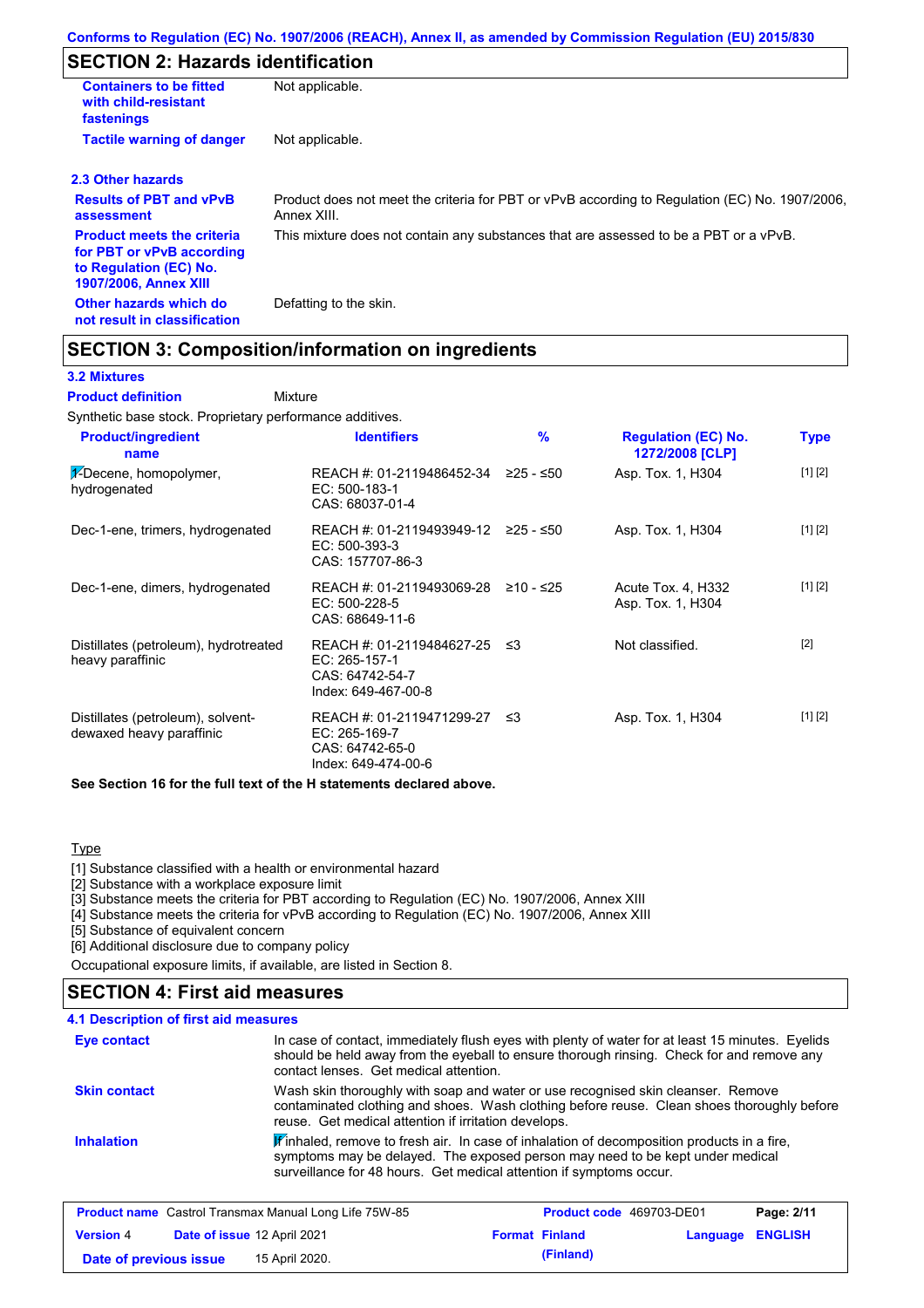## SECTION 2: Hazards identification

| | |
|---|---|
| **Containers to be fitted with child-resistant fastenings** | Not applicable. |
| **Tactile warning of danger** | Not applicable. |

### 2.3 Other hazards

| | |
|---|---|
| **Results of PBT and vPvB assessment** | Product does not meet the criteria for PBT or vPvB according to Regulation (EC) No. 1907/2006, Annex XIII. |
| **Product meets the criteria for PBT or vPvB according to Regulation (EC) No. 1907/2006, Annex XIII** | This mixture does not contain any substances that are assessed to be a PBT or a vPvB. |
| **Other hazards which do not result in classification** | Defatting to the skin. |

## SECTION 3: Composition/information on ingredients

### 3.2 Mixtures

**Product definition** Mixture

Synthetic base stock. Proprietary performance additives.

| Product/ingredient name | Identifiers | % | Regulation (EC) No. 1272/2008 [CLP] | Type |
|---|---|---|---|---|
| 1-Decene, homopolymer, hydrogenated | REACH #: 01-2119486452-34<br>EC: 500-183-1<br>CAS: 68037-01-4 | ≥25 - ≤50 | Asp. Tox. 1, H304 | [1] [2] |
| Dec-1-ene, trimers, hydrogenated | REACH #: 01-2119493949-12<br>EC: 500-393-3<br>CAS: 157707-86-3 | ≥25 - ≤50 | Asp. Tox. 1, H304 | [1] [2] |
| Dec-1-ene, dimers, hydrogenated | REACH #: 01-2119493069-28<br>EC: 500-228-5<br>CAS: 68649-11-6 | ≥10 - ≤25 | Acute Tox. 4, H332<br>Asp. Tox. 1, H304 | [1] [2] |
| Distillates (petroleum), hydrotreated heavy paraffinic | REACH #: 01-2119484627-25<br>EC: 265-157-1<br>CAS: 64742-54-7<br>Index: 649-467-00-8 | ≤3 | Not classified. | [2] |
| Distillates (petroleum), solvent-dewaxed heavy paraffinic | REACH #: 01-2119471299-27<br>EC: 265-169-7<br>CAS: 64742-65-0<br>Index: 649-474-00-6 | ≤3 | Asp. Tox. 1, H304 | [1] [2] |

**See Section 16 for the full text of the H statements declared above.**

Type

[1] Substance classified with a health or environmental hazard
[2] Substance with a workplace exposure limit
[3] Substance meets the criteria for PBT according to Regulation (EC) No. 1907/2006, Annex XIII
[4] Substance meets the criteria for vPvB according to Regulation (EC) No. 1907/2006, Annex XIII
[5] Substance of equivalent concern
[6] Additional disclosure due to company policy

Occupational exposure limits, if available, are listed in Section 8.

## SECTION 4: First aid measures

### 4.1 Description of first aid measures

| | |
|---|---|
| **Eye contact** | In case of contact, immediately flush eyes with plenty of water for at least 15 minutes. Eyelids should be held away from the eyeball to ensure thorough rinsing. Check for and remove any contact lenses. Get medical attention. |
| **Skin contact** | Wash skin thoroughly with soap and water or use recognised skin cleanser. Remove contaminated clothing and shoes. Wash clothing before reuse. Clean shoes thoroughly before reuse. Get medical attention if irritation develops. |
| **Inhalation** | If inhaled, remove to fresh air. In case of inhalation of decomposition products in a fire, symptoms may be delayed. The exposed person may need to be kept under medical surveillance for 48 hours. Get medical attention if symptoms occur. |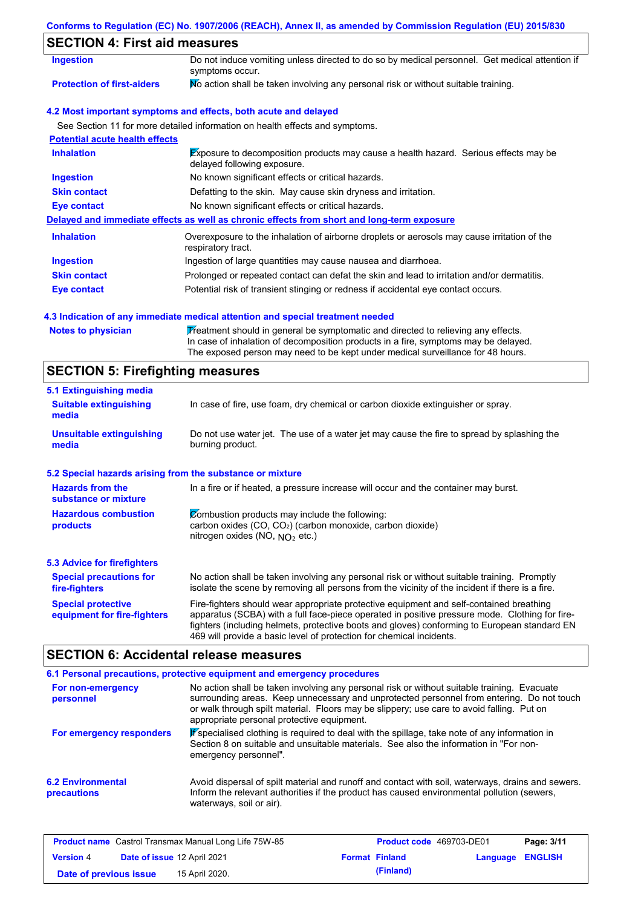## SECTION 4: First aid measures

| | |
|---|---|
| **Ingestion** | Do not induce vomiting unless directed to do so by medical personnel. Get medical attention if symptoms occur. |
| **Protection of first-aiders** | No action shall be taken involving any personal risk or without suitable training. |

### 4.2 Most important symptoms and effects, both acute and delayed

See Section 11 for more detailed information on health effects and symptoms.

**Potential acute health effects**

| | |
|---|---|
| **Inhalation** | Exposure to decomposition products may cause a health hazard. Serious effects may be delayed following exposure. |
| **Ingestion** | No known significant effects or critical hazards. |
| **Skin contact** | Defatting to the skin. May cause skin dryness and irritation. |
| **Eye contact** | No known significant effects or critical hazards. |

**Delayed and immediate effects as well as chronic effects from short and long-term exposure**

| | |
|---|---|
| **Inhalation** | Overexposure to the inhalation of airborne droplets or aerosols may cause irritation of the respiratory tract. |
| **Ingestion** | Ingestion of large quantities may cause nausea and diarrhoea. |
| **Skin contact** | Prolonged or repeated contact can defat the skin and lead to irritation and/or dermatitis. |
| **Eye contact** | Potential risk of transient stinging or redness if accidental eye contact occurs. |

### 4.3 Indication of any immediate medical attention and special treatment needed

| | |
|---|---|
| **Notes to physician** | Treatment should in general be symptomatic and directed to relieving any effects. In case of inhalation of decomposition products in a fire, symptoms may be delayed. The exposed person may need to be kept under medical surveillance for 48 hours. |

## SECTION 5: Firefighting measures

### 5.1 Extinguishing media

| | |
|---|---|
| **Suitable extinguishing media** | In case of fire, use foam, dry chemical or carbon dioxide extinguisher or spray. |
| **Unsuitable extinguishing media** | Do not use water jet. The use of a water jet may cause the fire to spread by splashing the burning product. |

### 5.2 Special hazards arising from the substance or mixture

| | |
|---|---|
| **Hazards from the substance or mixture** | In a fire or if heated, a pressure increase will occur and the container may burst. |
| **Hazardous combustion products** | Combustion products may include the following:<br>carbon oxides ($CO$, $CO_2$) (carbon monoxide, carbon dioxide)<br>nitrogen oxides ($NO$, $NO_2$ etc.) |

### 5.3 Advice for firefighters

| | |
|---|---|
| **Special precautions for fire-fighters** | No action shall be taken involving any personal risk or without suitable training. Promptly isolate the scene by removing all persons from the vicinity of the incident if there is a fire. |
| **Special protective equipment for fire-fighters** | Fire-fighters should wear appropriate protective equipment and self-contained breathing apparatus (SCBA) with a full face-piece operated in positive pressure mode. Clothing for fire-fighters (including helmets, protective boots and gloves) conforming to European standard EN 469 will provide a basic level of protection for chemical incidents. |

## SECTION 6: Accidental release measures

### 6.1 Personal precautions, protective equipment and emergency procedures

| | |
|---|---|
| **For non-emergency personnel** | No action shall be taken involving any personal risk or without suitable training. Evacuate surrounding areas. Keep unnecessary and unprotected personnel from entering. Do not touch or walk through spilt material. Floors may be slippery; use care to avoid falling. Put on appropriate personal protective equipment. |
| **For emergency responders** | If specialised clothing is required to deal with the spillage, take note of any information in Section 8 on suitable and unsuitable materials. See also the information in "For non-emergency personnel". |

| | |
|---|---|
| **6.2 Environmental precautions** | Avoid dispersal of spilt material and runoff and contact with soil, waterways, drains and sewers. Inform the relevant authorities if the product has caused environmental pollution (sewers, waterways, soil or air). |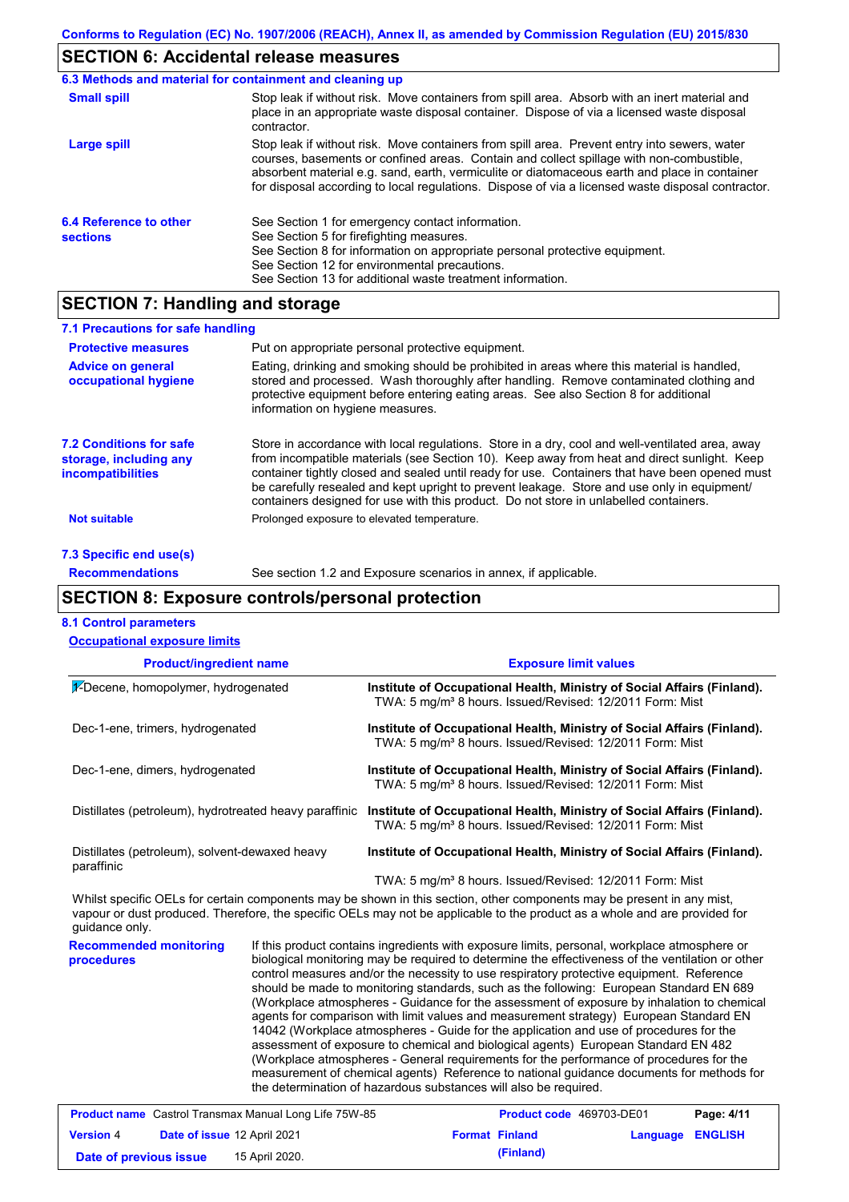## SECTION 6: Accidental release measures

### 6.3 Methods and material for containment and cleaning up

**Small spill** — Stop leak if without risk. Move containers from spill area. Absorb with an inert material and place in an appropriate waste disposal container. Dispose of via a licensed waste disposal contractor.

**Large spill** — Stop leak if without risk. Move containers from spill area. Prevent entry into sewers, water courses, basements or confined areas. Contain and collect spillage with non-combustible, absorbent material e.g. sand, earth, vermiculite or diatomaceous earth and place in container for disposal according to local regulations. Dispose of via a licensed waste disposal contractor.

### 6.4 Reference to other sections

See Section 1 for emergency contact information.
See Section 5 for firefighting measures.
See Section 8 for information on appropriate personal protective equipment.
See Section 12 for environmental precautions.
See Section 13 for additional waste treatment information.

## SECTION 7: Handling and storage

### 7.1 Precautions for safe handling

**Protective measures** — Put on appropriate personal protective equipment.

**Advice on general occupational hygiene** — Eating, drinking and smoking should be prohibited in areas where this material is handled, stored and processed. Wash thoroughly after handling. Remove contaminated clothing and protective equipment before entering eating areas. See also Section 8 for additional information on hygiene measures.

### 7.2 Conditions for safe storage, including any incompatibilities

Store in accordance with local regulations. Store in a dry, cool and well-ventilated area, away from incompatible materials (see Section 10). Keep away from heat and direct sunlight. Keep container tightly closed and sealed until ready for use. Containers that have been opened must be carefully resealed and kept upright to prevent leakage. Store and use only in equipment/containers designed for use with this product. Do not store in unlabelled containers.

**Not suitable** — Prolonged exposure to elevated temperature.

### 7.3 Specific end use(s)

**Recommendations** — See section 1.2 and Exposure scenarios in annex, if applicable.

## SECTION 8: Exposure controls/personal protection

### 8.1 Control parameters

**Occupational exposure limits**

| Product/ingredient name | Exposure limit values |
|---|---|
| 1-Decene, homopolymer, hydrogenated | **Institute of Occupational Health, Ministry of Social Affairs (Finland).** TWA: 5 mg/m³ 8 hours. Issued/Revised: 12/2011 Form: Mist |
| Dec-1-ene, trimers, hydrogenated | **Institute of Occupational Health, Ministry of Social Affairs (Finland).** TWA: 5 mg/m³ 8 hours. Issued/Revised: 12/2011 Form: Mist |
| Dec-1-ene, dimers, hydrogenated | **Institute of Occupational Health, Ministry of Social Affairs (Finland).** TWA: 5 mg/m³ 8 hours. Issued/Revised: 12/2011 Form: Mist |
| Distillates (petroleum), hydrotreated heavy paraffinic | **Institute of Occupational Health, Ministry of Social Affairs (Finland).** TWA: 5 mg/m³ 8 hours. Issued/Revised: 12/2011 Form: Mist |
| Distillates (petroleum), solvent-dewaxed heavy paraffinic | **Institute of Occupational Health, Ministry of Social Affairs (Finland).** TWA: 5 mg/m³ 8 hours. Issued/Revised: 12/2011 Form: Mist |

Whilst specific OELs for certain components may be shown in this section, other components may be present in any mist, vapour or dust produced. Therefore, the specific OELs may not be applicable to the product as a whole and are provided for guidance only.

**Recommended monitoring procedures** — If this product contains ingredients with exposure limits, personal, workplace atmosphere or biological monitoring may be required to determine the effectiveness of the ventilation or other control measures and/or the necessity to use respiratory protective equipment. Reference should be made to monitoring standards, such as the following: European Standard EN 689 (Workplace atmospheres - Guidance for the assessment of exposure by inhalation to chemical agents for comparison with limit values and measurement strategy) European Standard EN 14042 (Workplace atmospheres - Guide for the application and use of procedures for the assessment of exposure to chemical and biological agents) European Standard EN 482 (Workplace atmospheres - General requirements for the performance of procedures for the measurement of chemical agents) Reference to national guidance documents for methods for the determination of hazardous substances will also be required.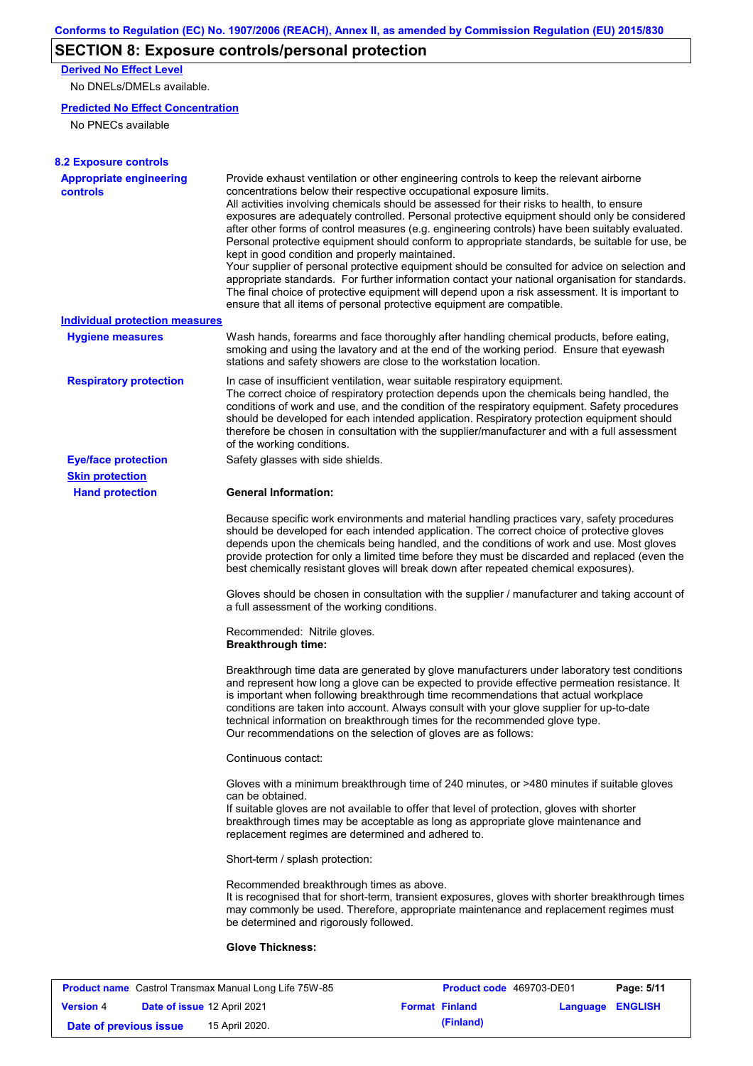## SECTION 8: Exposure controls/personal protection

**Derived No Effect Level**

No DNELs/DMELs available.

**Predicted No Effect Concentration**

No PNECs available

### 8.2 Exposure controls

**Appropriate engineering controls**

Provide exhaust ventilation or other engineering controls to keep the relevant airborne concentrations below their respective occupational exposure limits.
All activities involving chemicals should be assessed for their risks to health, to ensure exposures are adequately controlled. Personal protective equipment should only be considered after other forms of control measures (e.g. engineering controls) have been suitably evaluated. Personal protective equipment should conform to appropriate standards, be suitable for use, be kept in good condition and properly maintained.
Your supplier of personal protective equipment should be consulted for advice on selection and appropriate standards. For further information contact your national organisation for standards. The final choice of protective equipment will depend upon a risk assessment. It is important to ensure that all items of personal protective equipment are compatible.

**Individual protection measures**

**Hygiene measures**

Wash hands, forearms and face thoroughly after handling chemical products, before eating, smoking and using the lavatory and at the end of the working period. Ensure that eyewash stations and safety showers are close to the workstation location.

**Respiratory protection**

In case of insufficient ventilation, wear suitable respiratory equipment.
The correct choice of respiratory protection depends upon the chemicals being handled, the conditions of work and use, and the condition of the respiratory equipment. Safety procedures should be developed for each intended application. Respiratory protection equipment should therefore be chosen in consultation with the supplier/manufacturer and with a full assessment of the working conditions.

**Eye/face protection**

Safety glasses with side shields.

**Skin protection**

**Hand protection**

**General Information:**

Because specific work environments and material handling practices vary, safety procedures should be developed for each intended application. The correct choice of protective gloves depends upon the chemicals being handled, and the conditions of work and use. Most gloves provide protection for only a limited time before they must be discarded and replaced (even the best chemically resistant gloves will break down after repeated chemical exposures).

Gloves should be chosen in consultation with the supplier / manufacturer and taking account of a full assessment of the working conditions.

Recommended: Nitrile gloves.
**Breakthrough time:**

Breakthrough time data are generated by glove manufacturers under laboratory test conditions and represent how long a glove can be expected to provide effective permeation resistance. It is important when following breakthrough time recommendations that actual workplace conditions are taken into account. Always consult with your glove supplier for up-to-date technical information on breakthrough times for the recommended glove type.
Our recommendations on the selection of gloves are as follows:

Continuous contact:

Gloves with a minimum breakthrough time of 240 minutes, or >480 minutes if suitable gloves can be obtained.
If suitable gloves are not available to offer that level of protection, gloves with shorter breakthrough times may be acceptable as long as appropriate glove maintenance and replacement regimes are determined and adhered to.

Short-term / splash protection:

Recommended breakthrough times as above.
It is recognised that for short-term, transient exposures, gloves with shorter breakthrough times may commonly be used. Therefore, appropriate maintenance and replacement regimes must be determined and rigorously followed.

**Glove Thickness:**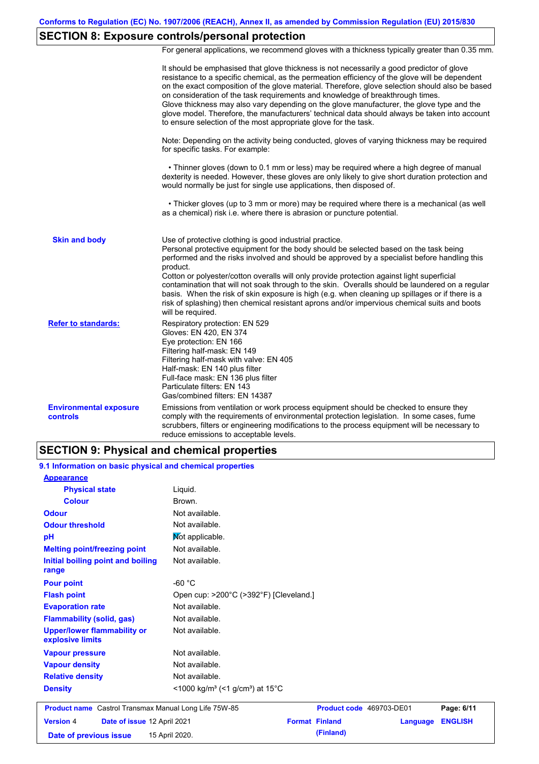## SECTION 8: Exposure controls/personal protection

For general applications, we recommend gloves with a thickness typically greater than 0.35 mm.

It should be emphasised that glove thickness is not necessarily a good predictor of glove resistance to a specific chemical, as the permeation efficiency of the glove will be dependent on the exact composition of the glove material. Therefore, glove selection should also be based on consideration of the task requirements and knowledge of breakthrough times.
Glove thickness may also vary depending on the glove manufacturer, the glove type and the glove model. Therefore, the manufacturers' technical data should always be taken into account to ensure selection of the most appropriate glove for the task.

Note: Depending on the activity being conducted, gloves of varying thickness may be required for specific tasks. For example:

• Thinner gloves (down to 0.1 mm or less) may be required where a high degree of manual dexterity is needed. However, these gloves are only likely to give short duration protection and would normally be just for single use applications, then disposed of.

• Thicker gloves (up to 3 mm or more) may be required where there is a mechanical (as well as a chemical) risk i.e. where there is abrasion or puncture potential.

**Skin and body**

Use of protective clothing is good industrial practice.
Personal protective equipment for the body should be selected based on the task being performed and the risks involved and should be approved by a specialist before handling this product.
Cotton or polyester/cotton overalls will only provide protection against light superficial contamination that will not soak through to the skin. Overalls should be laundered on a regular basis. When the risk of skin exposure is high (e.g. when cleaning up spillages or if there is a risk of splashing) then chemical resistant aprons and/or impervious chemical suits and boots will be required.

**Refer to standards:**

Respiratory protection: EN 529
Gloves: EN 420, EN 374
Eye protection: EN 166
Filtering half-mask: EN 149
Filtering half-mask with valve: EN 405
Half-mask: EN 140 plus filter
Full-face mask: EN 136 plus filter
Particulate filters: EN 143
Gas/combined filters: EN 14387

**Environmental exposure controls**

Emissions from ventilation or work process equipment should be checked to ensure they comply with the requirements of environmental protection legislation. In some cases, fume scrubbers, filters or engineering modifications to the process equipment will be necessary to reduce emissions to acceptable levels.

## SECTION 9: Physical and chemical properties

### 9.1 Information on basic physical and chemical properties

| Property | Value |
|---|---|
| **Appearance** | |
| Physical state | Liquid. |
| Colour | Brown. |
| Odour | Not available. |
| Odour threshold | Not available. |
| pH | Not applicable. |
| Melting point/freezing point | Not available. |
| Initial boiling point and boiling range | Not available. |
| Pour point | -60 °C |
| Flash point | Open cup: >200°C (>392°F) [Cleveland.] |
| Evaporation rate | Not available. |
| Flammability (solid, gas) | Not available. |
| Upper/lower flammability or explosive limits | Not available. |
| Vapour pressure | Not available. |
| Vapour density | Not available. |
| Relative density | Not available. |
| Density | <1000 kg/m³ (<1 g/cm³) at 15°C |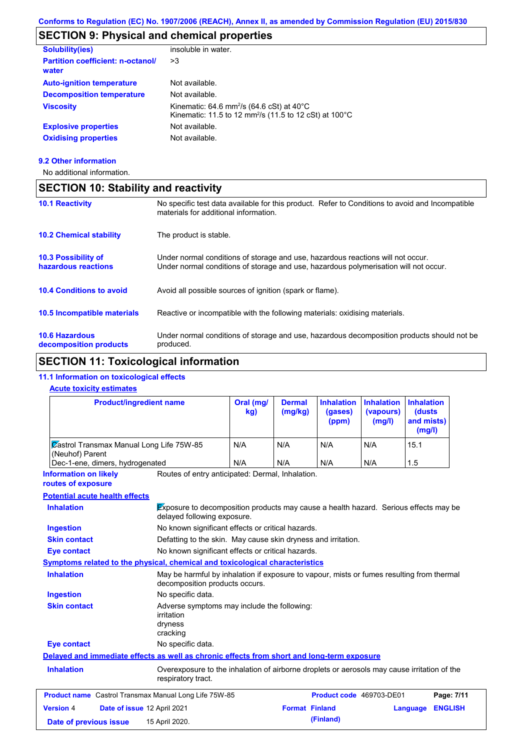Conforms to Regulation (EC) No. 1907/2006 (REACH), Annex II, as amended by Commission Regulation (EU) 2015/830

## SECTION 9: Physical and chemical properties

| | |
|---|---|
| **Solubility(ies)** | insoluble in water. |
| **Partition coefficient: n-octanol/ water** | >3 |
| **Auto-ignition temperature** | Not available. |
| **Decomposition temperature** | Not available. |
| **Viscosity** | Kinematic: 64.6 $mm^2/s$ (64.6 cSt) at 40°C<br>Kinematic: 11.5 to 12 $mm^2/s$ (11.5 to 12 cSt) at 100°C |
| **Explosive properties** | Not available. |
| **Oxidising properties** | Not available. |

### 9.2 Other information

No additional information.

## SECTION 10: Stability and reactivity

| | |
|---|---|
| **10.1 Reactivity** | No specific test data available for this product. Refer to Conditions to avoid and Incompatible materials for additional information. |
| **10.2 Chemical stability** | The product is stable. |
| **10.3 Possibility of hazardous reactions** | Under normal conditions of storage and use, hazardous reactions will not occur.<br>Under normal conditions of storage and use, hazardous polymerisation will not occur. |
| **10.4 Conditions to avoid** | Avoid all possible sources of ignition (spark or flame). |
| **10.5 Incompatible materials** | Reactive or incompatible with the following materials: oxidising materials. |
| **10.6 Hazardous decomposition products** | Under normal conditions of storage and use, hazardous decomposition products should not be produced. |

## SECTION 11: Toxicological information

### 11.1 Information on toxicological effects

**Acute toxicity estimates**

| Product/ingredient name | Oral (mg/kg) | Dermal (mg/kg) | Inhalation (gases) (ppm) | Inhalation (vapours) (mg/l) | Inhalation (dusts and mists) (mg/l) |
|---|---|---|---|---|---|
| Castrol Transmax Manual Long Life 75W-85 (Neuhof) Parent | N/A | N/A | N/A | N/A | 15.1 |
| Dec-1-ene, dimers, hydrogenated | N/A | N/A | N/A | N/A | 1.5 |

| | |
|---|---|
| **Information on likely routes of exposure** | Routes of entry anticipated: Dermal, Inhalation. |

**Potential acute health effects**

| | |
|---|---|
| **Inhalation** | Exposure to decomposition products may cause a health hazard. Serious effects may be delayed following exposure. |
| **Ingestion** | No known significant effects or critical hazards. |
| **Skin contact** | Defatting to the skin. May cause skin dryness and irritation. |
| **Eye contact** | No known significant effects or critical hazards. |

**Symptoms related to the physical, chemical and toxicological characteristics**

| | |
|---|---|
| **Inhalation** | May be harmful by inhalation if exposure to vapour, mists or fumes resulting from thermal decomposition products occurs. |
| **Ingestion** | No specific data. |
| **Skin contact** | Adverse symptoms may include the following:<br>irritation<br>dryness<br>cracking |
| **Eye contact** | No specific data. |

**Delayed and immediate effects as well as chronic effects from short and long-term exposure**

| | |
|---|---|
| **Inhalation** | Overexposure to the inhalation of airborne droplets or aerosols may cause irritation of the respiratory tract. |

| | | | |
|---|---|---|---|
| **Product name** Castrol Transmax Manual Long Life 75W-85 | | **Product code** 469703-DE01 | |
| **Version** 4 | **Date of issue** 12 April 2021 | **Format** Finland (Finland) | **Language** ENGLISH |
| **Date of previous issue** 15 April 2020. | | | |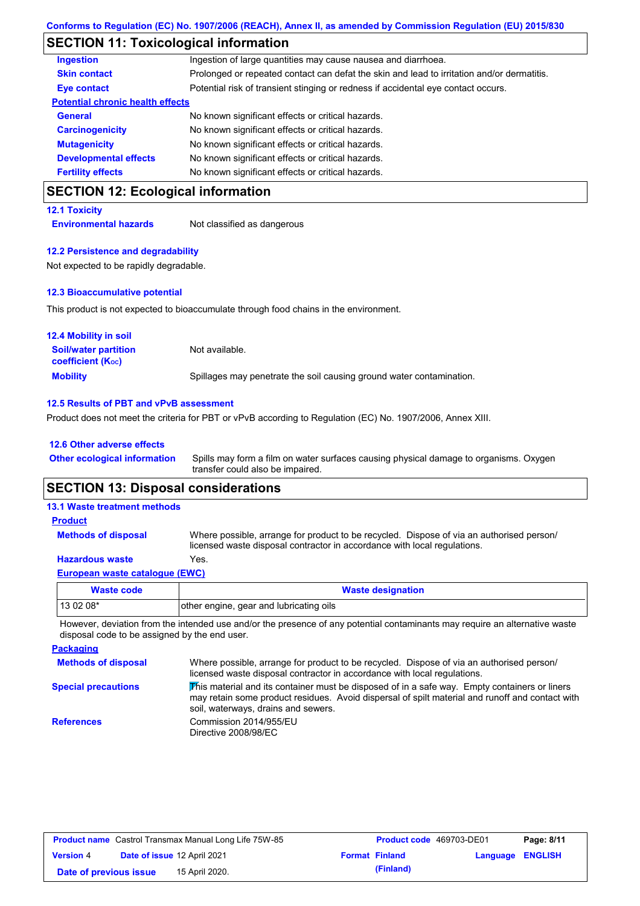## SECTION 11: Toxicological information

| | |
|---|---|
| **Ingestion** | Ingestion of large quantities may cause nausea and diarrhoea. |
| **Skin contact** | Prolonged or repeated contact can defat the skin and lead to irritation and/or dermatitis. |
| **Eye contact** | Potential risk of transient stinging or redness if accidental eye contact occurs. |

**Potential chronic health effects**

| | |
|---|---|
| **General** | No known significant effects or critical hazards. |
| **Carcinogenicity** | No known significant effects or critical hazards. |
| **Mutagenicity** | No known significant effects or critical hazards. |
| **Developmental effects** | No known significant effects or critical hazards. |
| **Fertility effects** | No known significant effects or critical hazards. |

## SECTION 12: Ecological information

### 12.1 Toxicity

**Environmental hazards** Not classified as dangerous

### 12.2 Persistence and degradability

Not expected to be rapidly degradable.

### 12.3 Bioaccumulative potential

This product is not expected to bioaccumulate through food chains in the environment.

### 12.4 Mobility in soil

| | |
|---|---|
| **Soil/water partition coefficient ($K_{OC}$)** | Not available. |
| **Mobility** | Spillages may penetrate the soil causing ground water contamination. |

### 12.5 Results of PBT and vPvB assessment

Product does not meet the criteria for PBT or vPvB according to Regulation (EC) No. 1907/2006, Annex XIII.

### 12.6 Other adverse effects

**Other ecological information** Spills may form a film on water surfaces causing physical damage to organisms. Oxygen transfer could also be impaired.

## SECTION 13: Disposal considerations

### 13.1 Waste treatment methods

**Product**

| | |
|---|---|
| **Methods of disposal** | Where possible, arrange for product to be recycled. Dispose of via an authorised person/ licensed waste disposal contractor in accordance with local regulations. |
| **Hazardous waste** | Yes. |

**European waste catalogue (EWC)**

| Waste code | Waste designation |
|---|---|
| 13 02 08* | other engine, gear and lubricating oils |

However, deviation from the intended use and/or the presence of any potential contaminants may require an alternative waste disposal code to be assigned by the end user.

**Packaging**

| | |
|---|---|
| **Methods of disposal** | Where possible, arrange for product to be recycled. Dispose of via an authorised person/ licensed waste disposal contractor in accordance with local regulations. |
| **Special precautions** | This material and its container must be disposed of in a safe way. Empty containers or liners may retain some product residues. Avoid dispersal of spilt material and runoff and contact with soil, waterways, drains and sewers. |
| **References** | Commission 2014/955/EU<br>Directive 2008/98/EC |

| | | | |
|---|---|---|---|
| **Product name** Castrol Transmax Manual Long Life 75W-85 | | **Product code** 469703-DE01 | |
| **Version** 4 | **Date of issue** 12 April 2021 | **Format** Finland (Finland) | **Language** ENGLISH |
| **Date of previous issue** | 15 April 2020. | | |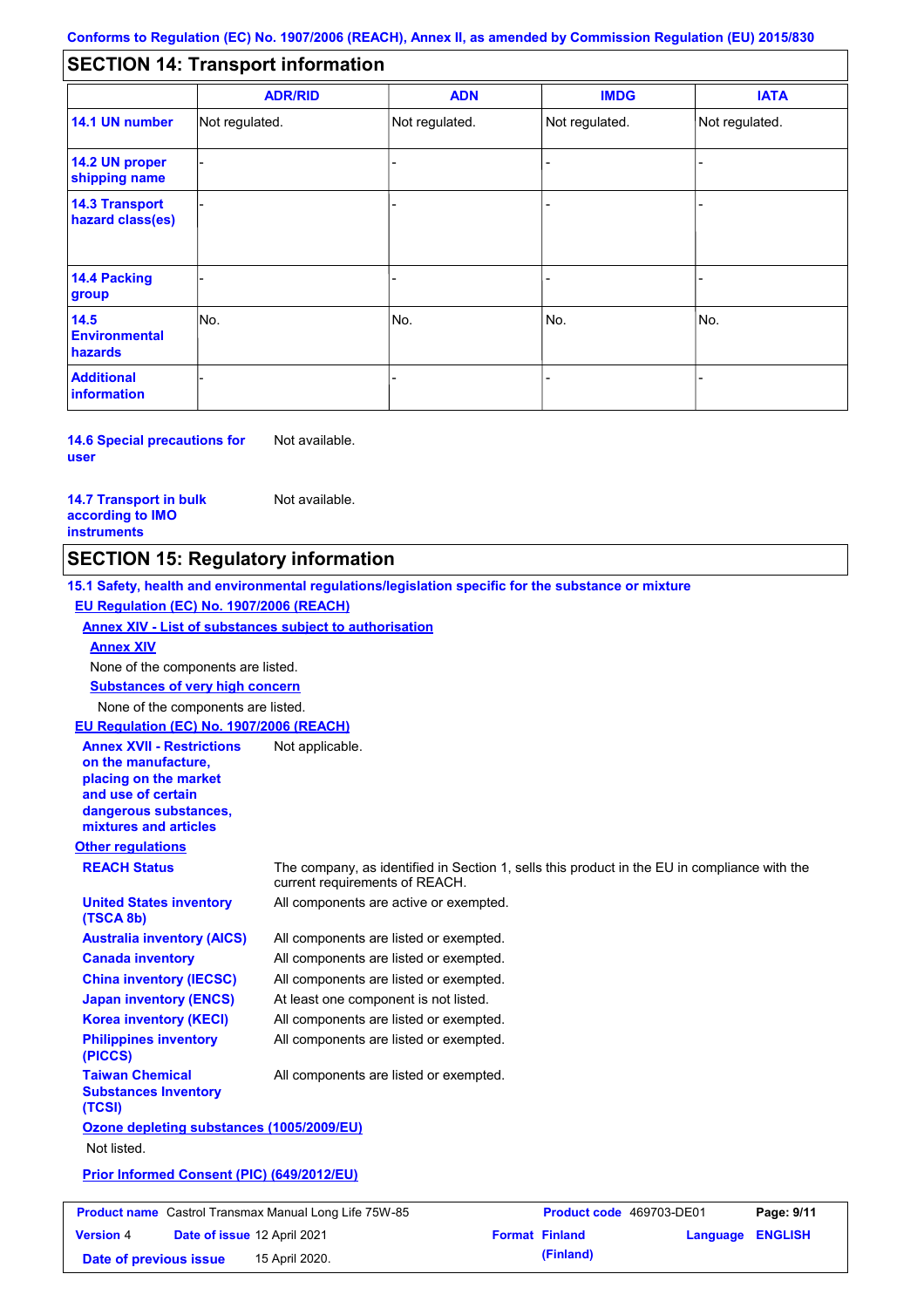Conforms to Regulation (EC) No. 1907/2006 (REACH), Annex II, as amended by Commission Regulation (EU) 2015/830

## SECTION 14: Transport information

| | ADR/RID | ADN | IMDG | IATA |
|---|---|---|---|---|
| 14.1 UN number | Not regulated. | Not regulated. | Not regulated. | Not regulated. |
| 14.2 UN proper shipping name | - | - | - | - |
| 14.3 Transport hazard class(es) | - | - | - | - |
| 14.4 Packing group | - | - | - | - |
| 14.5 Environmental hazards | No. | No. | No. | No. |
| Additional information | - | - | - | - |

**14.6 Special precautions for user** Not available.

**14.7 Transport in bulk according to IMO instruments** Not available.

## SECTION 15: Regulatory information

**15.1 Safety, health and environmental regulations/legislation specific for the substance or mixture**

**EU Regulation (EC) No. 1907/2006 (REACH)**

**Annex XIV - List of substances subject to authorisation**

**Annex XIV**

None of the components are listed.

**Substances of very high concern**

None of the components are listed.

**EU Regulation (EC) No. 1907/2006 (REACH)**

**Annex XVII - Restrictions on the manufacture, placing on the market and use of certain dangerous substances, mixtures and articles** Not applicable.

**Other regulations**

**REACH Status** The company, as identified in Section 1, sells this product in the EU in compliance with the current requirements of REACH.

**United States inventory (TSCA 8b)** All components are active or exempted.

**Australia inventory (AICS)** All components are listed or exempted.

**Canada inventory** All components are listed or exempted.

**China inventory (IECSC)** All components are listed or exempted.

**Japan inventory (ENCS)** At least one component is not listed.

**Korea inventory (KECI)** All components are listed or exempted.

**Philippines inventory (PICCS)** All components are listed or exempted.

**Taiwan Chemical Substances Inventory (TCSI)** All components are listed or exempted.

**Ozone depleting substances (1005/2009/EU)**

Not listed.

**Prior Informed Consent (PIC) (649/2012/EU)**

| Product name | Castrol Transmax Manual Long Life 75W-85 | Product code | 469703-DE01 | Page: 9/11 |
|---|---|---|---|---|
| Version 4 | Date of issue 12 April 2021 | Format Finland (Finland) | Language ENGLISH | |
| Date of previous issue | 15 April 2020. | | | |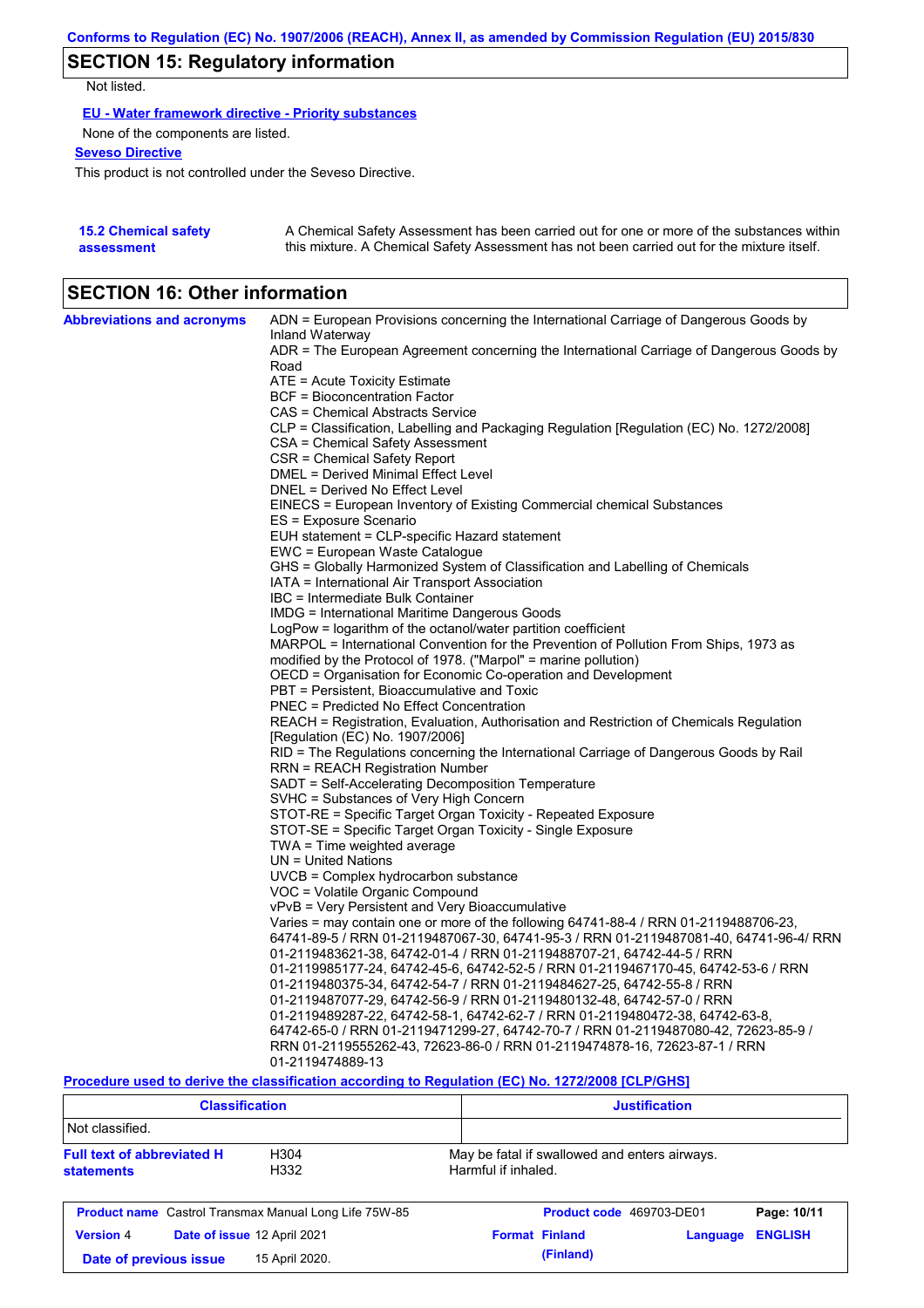## SECTION 15: Regulatory information

Not listed.

**EU - Water framework directive - Priority substances**

None of the components are listed.

**Seveso Directive**

This product is not controlled under the Seveso Directive.

**15.2 Chemical safety assessment**

A Chemical Safety Assessment has been carried out for one or more of the substances within this mixture. A Chemical Safety Assessment has not been carried out for the mixture itself.

## SECTION 16: Other information

**Abbreviations and acronyms**

ADN = European Provisions concerning the International Carriage of Dangerous Goods by Inland Waterway
ADR = The European Agreement concerning the International Carriage of Dangerous Goods by Road
ATE = Acute Toxicity Estimate
BCF = Bioconcentration Factor
CAS = Chemical Abstracts Service
CLP = Classification, Labelling and Packaging Regulation [Regulation (EC) No. 1272/2008]
CSA = Chemical Safety Assessment
CSR = Chemical Safety Report
DMEL = Derived Minimal Effect Level
DNEL = Derived No Effect Level
EINECS = European Inventory of Existing Commercial chemical Substances
ES = Exposure Scenario
EUH statement = CLP-specific Hazard statement
EWC = European Waste Catalogue
GHS = Globally Harmonized System of Classification and Labelling of Chemicals
IATA = International Air Transport Association
IBC = Intermediate Bulk Container
IMDG = International Maritime Dangerous Goods
LogPow = logarithm of the octanol/water partition coefficient
MARPOL = International Convention for the Prevention of Pollution From Ships, 1973 as modified by the Protocol of 1978. ("Marpol" = marine pollution)
OECD = Organisation for Economic Co-operation and Development
PBT = Persistent, Bioaccumulative and Toxic
PNEC = Predicted No Effect Concentration
REACH = Registration, Evaluation, Authorisation and Restriction of Chemicals Regulation [Regulation (EC) No. 1907/2006]
RID = The Regulations concerning the International Carriage of Dangerous Goods by Rail
RRN = REACH Registration Number
SADT = Self-Accelerating Decomposition Temperature
SVHC = Substances of Very High Concern
STOT-RE = Specific Target Organ Toxicity - Repeated Exposure
STOT-SE = Specific Target Organ Toxicity - Single Exposure
TWA = Time weighted average
UN = United Nations
UVCB = Complex hydrocarbon substance
VOC = Volatile Organic Compound
vPvB = Very Persistent and Very Bioaccumulative
Varies = may contain one or more of the following 64741-88-4 / RRN 01-2119488706-23, 64741-89-5 / RRN 01-2119487067-30, 64741-95-3 / RRN 01-2119487081-40, 64741-96-4/ RRN 01-2119483621-38, 64742-01-4 / RRN 01-2119488707-21, 64742-44-5 / RRN 01-2119985177-24, 64742-45-6, 64742-52-5 / RRN 01-2119467170-45, 64742-53-6 / RRN 01-2119480375-34, 64742-54-7 / RRN 01-2119484627-25, 64742-55-8 / RRN 01-2119487077-29, 64742-56-9 / RRN 01-2119480132-48, 64742-57-0 / RRN 01-2119489287-22, 64742-58-1, 64742-62-7 / RRN 01-2119480472-38, 64742-63-8, 64742-65-0 / RRN 01-2119471299-27, 64742-70-7 / RRN 01-2119487080-42, 72623-85-9 / RRN 01-2119555262-43, 72623-86-0 / RRN 01-2119474878-16, 72623-87-1 / RRN 01-2119474889-13

**Procedure used to derive the classification according to Regulation (EC) No. 1272/2008 [CLP/GHS]**

| Classification | Justification |
| --- | --- |
| Not classified. | |

**Full text of abbreviated H statements**

| | |
| --- | --- |
| H304 | May be fatal if swallowed and enters airways. |
| H332 | Harmful if inhaled. |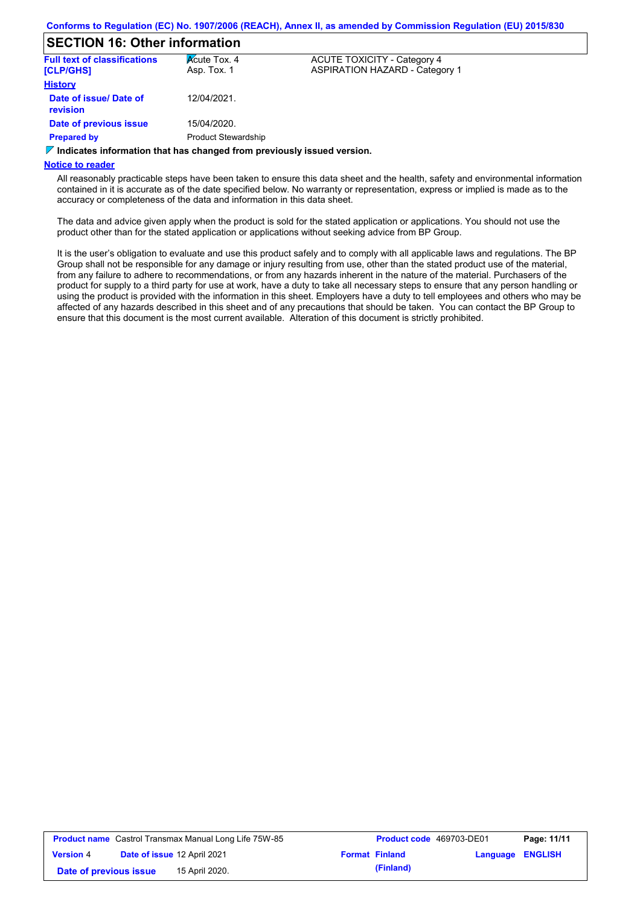## SECTION 16: Other information

| | | |
|---|---|---|
| **Full text of classifications [CLP/GHS]** | Acute Tox. 4<br>Asp. Tox. 1 | ACUTE TOXICITY - Category 4<br>ASPIRATION HAZARD - Category 1 |

**History**

| | |
|---|---|
| **Date of issue/ Date of revision** | 12/04/2021. |
| **Date of previous issue** | 15/04/2020. |
| **Prepared by** | Product Stewardship |

**Indicates information that has changed from previously issued version.**

**Notice to reader**

All reasonably practicable steps have been taken to ensure this data sheet and the health, safety and environmental information contained in it is accurate as of the date specified below. No warranty or representation, express or implied is made as to the accuracy or completeness of the data and information in this data sheet.

The data and advice given apply when the product is sold for the stated application or applications. You should not use the product other than for the stated application or applications without seeking advice from BP Group.

It is the user's obligation to evaluate and use this product safely and to comply with all applicable laws and regulations. The BP Group shall not be responsible for any damage or injury resulting from use, other than the stated product use of the material, from any failure to adhere to recommendations, or from any hazards inherent in the nature of the material. Purchasers of the product for supply to a third party for use at work, have a duty to take all necessary steps to ensure that any person handling or using the product is provided with the information in this sheet. Employers have a duty to tell employees and others who may be affected of any hazards described in this sheet and of any precautions that should be taken. You can contact the BP Group to ensure that this document is the most current available. Alteration of this document is strictly prohibited.